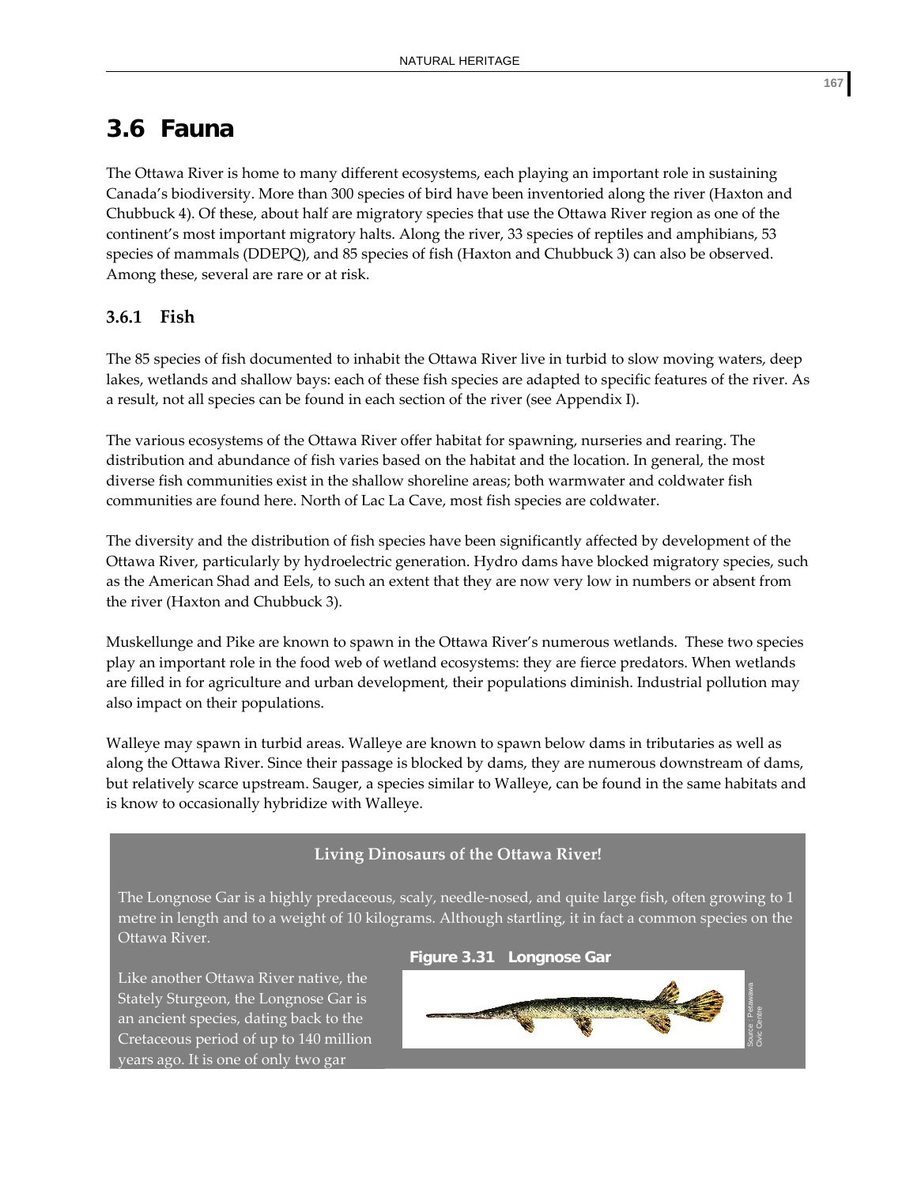# 3.6 Fauna

The Ottawa River is home to many different ecosystems, each playing an important role in sustaining Canada's biodiversity. More than 300 species of bird have been inventoried along the river (Haxton and Chubbuck 4). Of these, about half are migratory species that use the Ottawa River region as one of the continent's most important migratory halts. Along the river, 33 species of reptiles and amphibians, 53 species of mammals (DDEPQ), and 85 species of fish (Haxton and Chubbuck 3) can also be observed. Among these, several are rare or at risk.

## 3.6.1 Fish

The 85 species of fish documented to inhabit the Ottawa River live in turbid to slow moving waters, deep lakes, wetlands and shallow bays: each of these fish species are adapted to specific features of the river. As a result, not all species can be found in each section of the river (see Appendix I).

The various ecosystems of the Ottawa River offer habitat for spawning, nurseries and rearing. The distribution and abundance of fish varies based on the habitat and the location. In general, the most diverse fish communities exist in the shallow shoreline areas; both warmwater and coldwater fish communities are found here. North of Lac La Cave, most fish species are coldwater.

The diversity and the distribution of fish species have been significantly affected by development of the Ottawa River, particularly by hydroelectric generation. Hydro dams have blocked migratory species, such as the American Shad and Eels, to such an extent that they are now very low in numbers or absent from the river (Haxton and Chubbuck 3).

Muskellunge and Pike are known to spawn in the Ottawa River's numerous wetlands. These two species play an important role in the food web of wetland ecosystems: they are fierce predators. When wetlands are filled in for agriculture and urban development, their populations diminish. Industrial pollution may also impact on their populations.

Walleye may spawn in turbid areas. Walleye are known to spawn below dams in tributaries as well as along the Ottawa River. Since their passage is blocked by dams, they are numerous downstream of dams, but relatively scarce upstream. Sauger, a species similar to Walleye, can be found in the same habitats and is know to occasionally hybridize with Walleye.

**Living Dinosaurs of the Ottawa River!**

The Longnose Gar is a highly predaceous, scaly, needle-nosed, and quite large fish, often growing to 1 metre in length and to a weight of 10 kilograms. Although startling, it in fact a common species on the Ottawa River.

**Figure 3.31 Longnose Gar**

Source : Petawawa Civic Centre

Like another Ottawa River native, the Stately Sturgeon, the Longnose Gar is an ancient species, dating back to the Cretaceous period of up to 140 million years ago. It is one of only two gar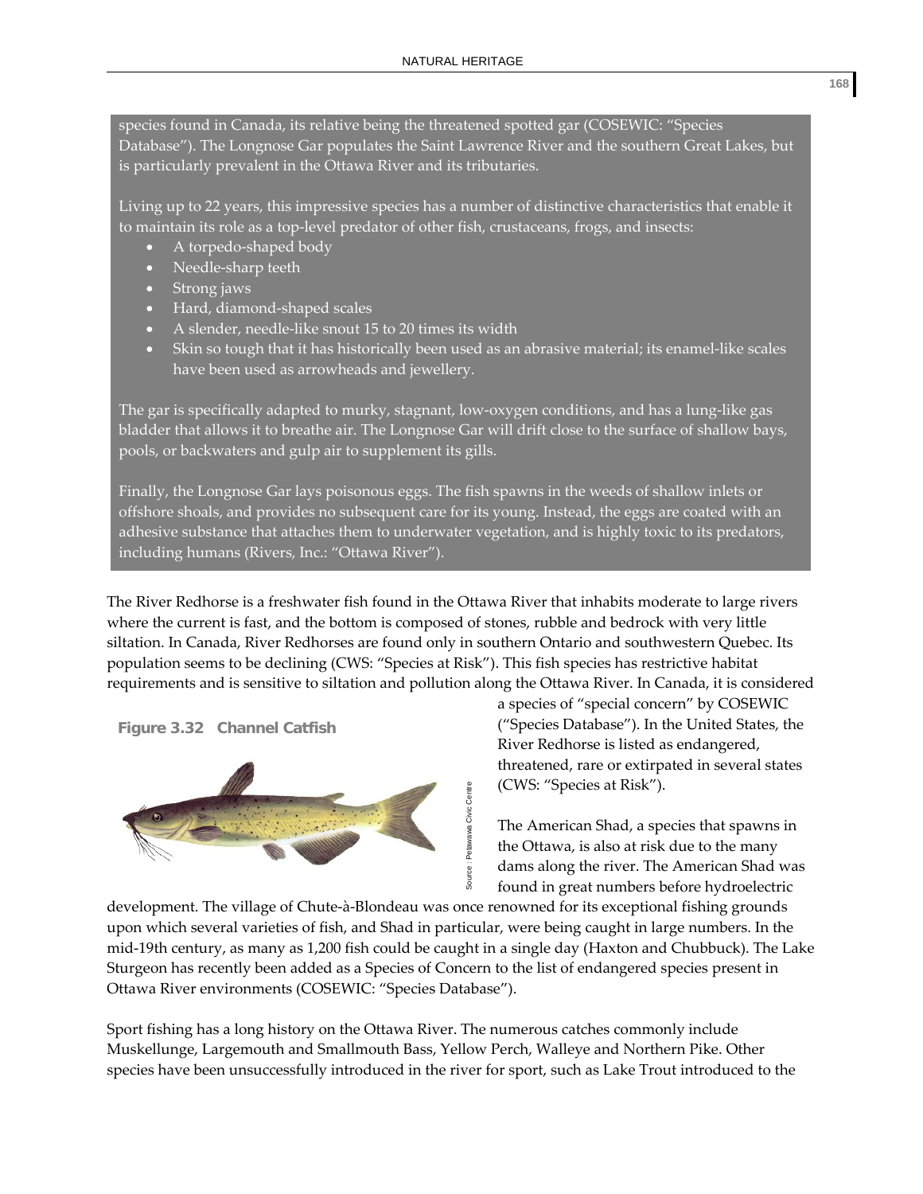species found in Canada, its relative being the threatened spotted gar (COSEWIC: "Species Database"). The Longnose Gar populates the Saint Lawrence River and the southern Great Lakes, but is particularly prevalent in the Ottawa River and its tributaries.

Living up to 22 years, this impressive species has a number of distinctive characteristics that enable it to maintain its role as a top-level predator of other fish, crustaceans, frogs, and insects:

- A torpedo-shaped body
- Needle-sharp teeth
- Strong jaws
- Hard, diamond-shaped scales
- A slender, needle-like snout 15 to 20 times its width
- Skin so tough that it has historically been used as an abrasive material; its enamel-like scales have been used as arrowheads and jewellery.

The gar is specifically adapted to murky, stagnant, low-oxygen conditions, and has a lung-like gas bladder that allows it to breathe air. The Longnose Gar will drift close to the surface of shallow bays, pools, or backwaters and gulp air to supplement its gills.

Finally, the Longnose Gar lays poisonous eggs. The fish spawns in the weeds of shallow inlets or offshore shoals, and provides no subsequent care for its young. Instead, the eggs are coated with an adhesive substance that attaches them to underwater vegetation, and is highly toxic to its predators, including humans (Rivers, Inc.: "Ottawa River").

The River Redhorse is a freshwater fish found in the Ottawa River that inhabits moderate to large rivers where the current is fast, and the bottom is composed of stones, rubble and bedrock with very little siltation. In Canada, River Redhorses are found only in southern Ontario and southwestern Quebec. Its population seems to be declining (CWS: "Species at Risk"). This fish species has restrictive habitat requirements and is sensitive to siltation and pollution along the Ottawa River. In Canada, it is considered a species of "special concern" by COSEWIC ("Species Database"). In the United States, the River Redhorse is listed as endangered, threatened, rare or extirpated in several states (CWS: "Species at Risk").

**Figure 3.32 Channel Catfish**

Source : Petawawa Civic Centre

The American Shad, a species that spawns in the Ottawa, is also at risk due to the many dams along the river. The American Shad was found in great numbers before hydroelectric development. The village of Chute-à-Blondeau was once renowned for its exceptional fishing grounds upon which several varieties of fish, and Shad in particular, were being caught in large numbers. In the mid-19th century, as many as 1,200 fish could be caught in a single day (Haxton and Chubbuck). The Lake Sturgeon has recently been added as a Species of Concern to the list of endangered species present in Ottawa River environments (COSEWIC: "Species Database").

Sport fishing has a long history on the Ottawa River. The numerous catches commonly include Muskellunge, Largemouth and Smallmouth Bass, Yellow Perch, Walleye and Northern Pike. Other species have been unsuccessfully introduced in the river for sport, such as Lake Trout introduced to the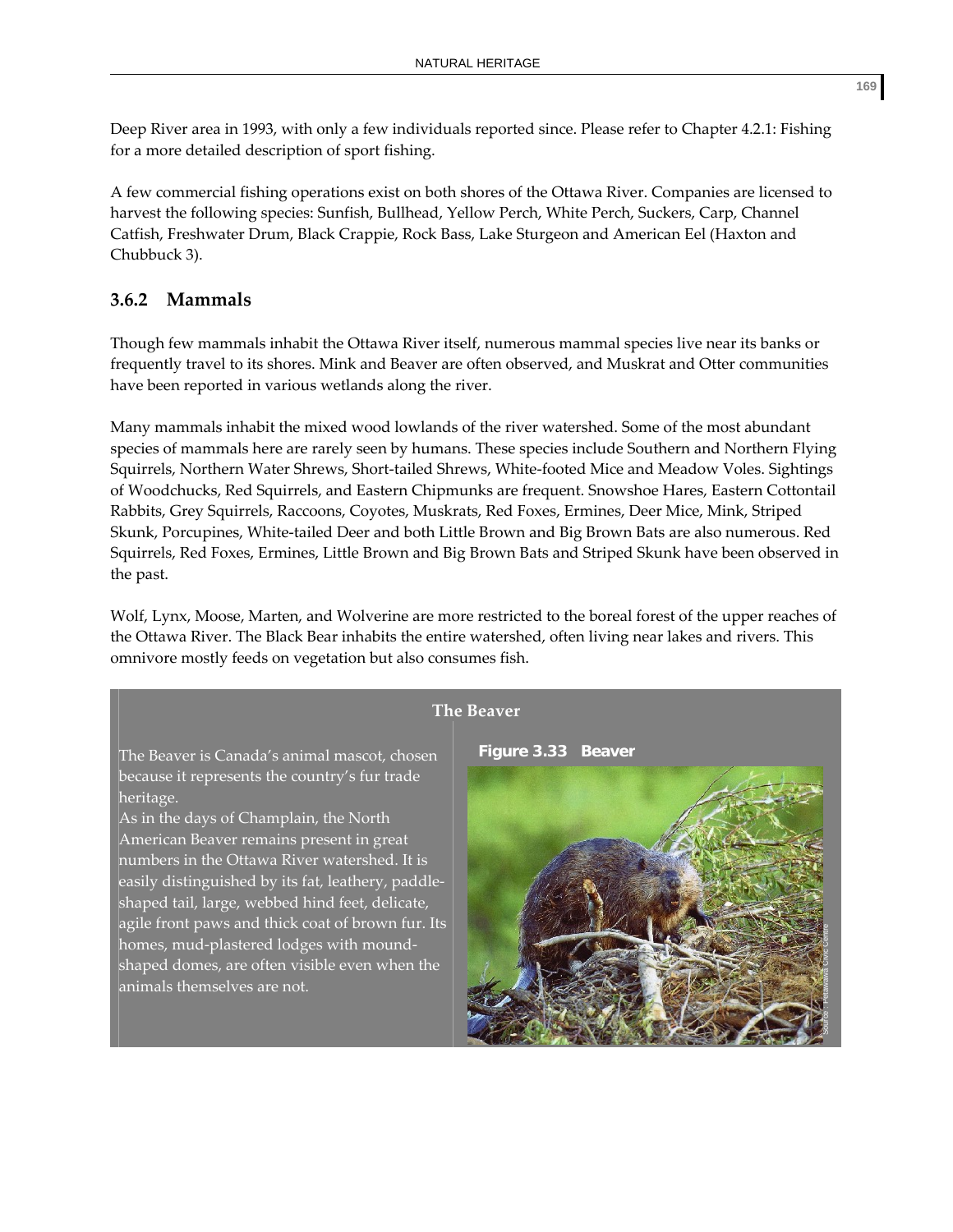Deep River area in 1993, with only a few individuals reported since. Please refer to Chapter 4.2.1: Fishing for a more detailed description of sport fishing.

A few commercial fishing operations exist on both shores of the Ottawa River. Companies are licensed to harvest the following species: Sunfish, Bullhead, Yellow Perch, White Perch, Suckers, Carp, Channel Catfish, Freshwater Drum, Black Crappie, Rock Bass, Lake Sturgeon and American Eel (Haxton and Chubbuck 3).

### 3.6.2 Mammals

Though few mammals inhabit the Ottawa River itself, numerous mammal species live near its banks or frequently travel to its shores. Mink and Beaver are often observed, and Muskrat and Otter communities have been reported in various wetlands along the river.

Many mammals inhabit the mixed wood lowlands of the river watershed. Some of the most abundant species of mammals here are rarely seen by humans. These species include Southern and Northern Flying Squirrels, Northern Water Shrews, Short-tailed Shrews, White-footed Mice and Meadow Voles. Sightings of Woodchucks, Red Squirrels, and Eastern Chipmunks are frequent. Snowshoe Hares, Eastern Cottontail Rabbits, Grey Squirrels, Raccoons, Coyotes, Muskrats, Red Foxes, Ermines, Deer Mice, Mink, Striped Skunk, Porcupines, White-tailed Deer and both Little Brown and Big Brown Bats are also numerous. Red Squirrels, Red Foxes, Ermines, Little Brown and Big Brown Bats and Striped Skunk have been observed in the past.

Wolf, Lynx, Moose, Marten, and Wolverine are more restricted to the boreal forest of the upper reaches of the Ottawa River. The Black Bear inhabits the entire watershed, often living near lakes and rivers. This omnivore mostly feeds on vegetation but also consumes fish.

**The Beaver**

The Beaver is Canada's animal mascot, chosen because it represents the country's fur trade heritage.

As in the days of Champlain, the North American Beaver remains present in great numbers in the Ottawa River watershed. It is easily distinguished by its fat, leathery, paddle-shaped tail, large, webbed hind feet, delicate, agile front paws and thick coat of brown fur. Its homes, mud-plastered lodges with mound-shaped domes, are often visible even when the animals themselves are not.

**Figure 3.33 Beaver**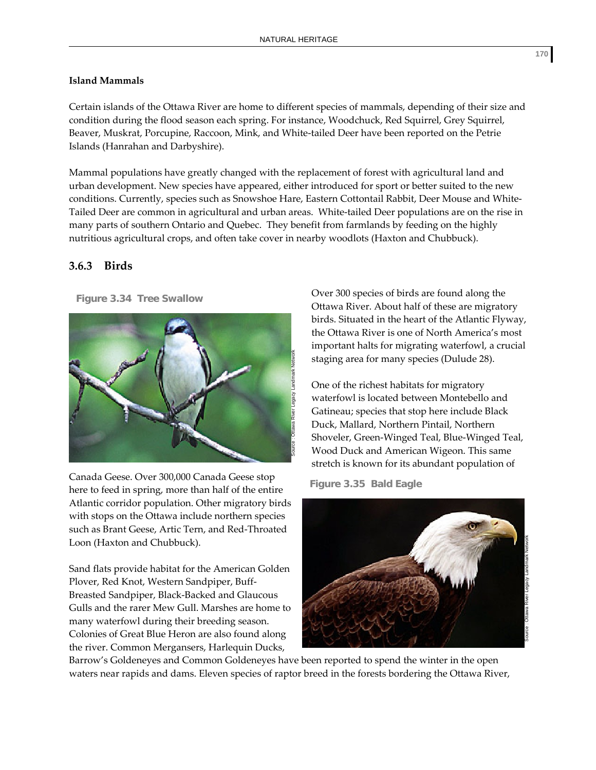**Island Mammals**

Certain islands of the Ottawa River are home to different species of mammals, depending of their size and condition during the flood season each spring. For instance, Woodchuck, Red Squirrel, Grey Squirrel, Beaver, Muskrat, Porcupine, Raccoon, Mink, and White-tailed Deer have been reported on the Petrie Islands (Hanrahan and Darbyshire).

Mammal populations have greatly changed with the replacement of forest with agricultural land and urban development. New species have appeared, either introduced for sport or better suited to the new conditions. Currently, species such as Snowshoe Hare, Eastern Cottontail Rabbit, Deer Mouse and White-Tailed Deer are common in agricultural and urban areas. White-tailed Deer populations are on the rise in many parts of southern Ontario and Quebec. They benefit from farmlands by feeding on the highly nutritious agricultural crops, and often take cover in nearby woodlots (Haxton and Chubbuck).

## 3.6.3 Birds

**Figure 3.34 Tree Swallow**

Source : Ottawa River Legacy Landmark Network

Over 300 species of birds are found along the Ottawa River. About half of these are migratory birds. Situated in the heart of the Atlantic Flyway, the Ottawa River is one of North America's most important halts for migrating waterfowl, a crucial staging area for many species (Dulude 28).

One of the richest habitats for migratory waterfowl is located between Montebello and Gatineau; species that stop here include Black Duck, Mallard, Northern Pintail, Northern Shoveler, Green-Winged Teal, Blue-Winged Teal, Wood Duck and American Wigeon. This same stretch is known for its abundant population of Canada Geese. Over 300,000 Canada Geese stop here to feed in spring, more than half of the entire Atlantic corridor population. Other migratory birds with stops on the Ottawa include northern species such as Brant Geese, Artic Tern, and Red-Throated Loon (Haxton and Chubbuck).

**Figure 3.35 Bald Eagle**

Source : Ottawa River Legacy Landmark Network

Sand flats provide habitat for the American Golden Plover, Red Knot, Western Sandpiper, Buff-Breasted Sandpiper, Black-Backed and Glaucous Gulls and the rarer Mew Gull. Marshes are home to many waterfowl during their breeding season. Colonies of Great Blue Heron are also found along the river. Common Mergansers, Harlequin Ducks, Barrow's Goldeneyes and Common Goldeneyes have been reported to spend the winter in the open waters near rapids and dams. Eleven species of raptor breed in the forests bordering the Ottawa River,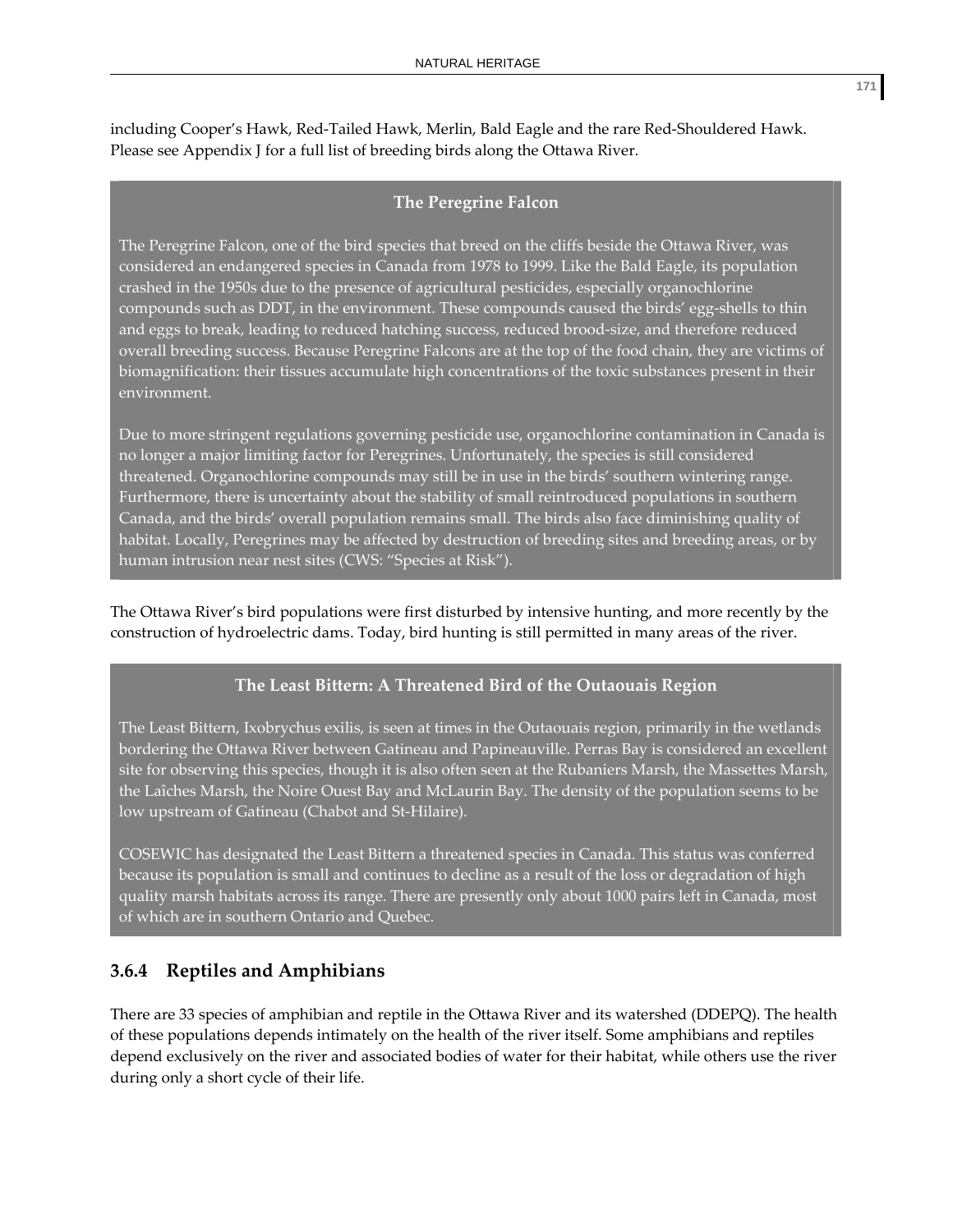including Cooper's Hawk, Red-Tailed Hawk, Merlin, Bald Eagle and the rare Red-Shouldered Hawk. Please see Appendix J for a full list of breeding birds along the Ottawa River.

**The Peregrine Falcon**

The Peregrine Falcon, one of the bird species that breed on the cliffs beside the Ottawa River, was considered an endangered species in Canada from 1978 to 1999. Like the Bald Eagle, its population crashed in the 1950s due to the presence of agricultural pesticides, especially organochlorine compounds such as DDT, in the environment. These compounds caused the birds' egg-shells to thin and eggs to break, leading to reduced hatching success, reduced brood-size, and therefore reduced overall breeding success. Because Peregrine Falcons are at the top of the food chain, they are victims of biomagnification: their tissues accumulate high concentrations of the toxic substances present in their environment.

Due to more stringent regulations governing pesticide use, organochlorine contamination in Canada is no longer a major limiting factor for Peregrines. Unfortunately, the species is still considered threatened. Organochlorine compounds may still be in use in the birds' southern wintering range. Furthermore, there is uncertainty about the stability of small reintroduced populations in southern Canada, and the birds' overall population remains small. The birds also face diminishing quality of habitat. Locally, Peregrines may be affected by destruction of breeding sites and breeding areas, or by human intrusion near nest sites (CWS: "Species at Risk").

The Ottawa River's bird populations were first disturbed by intensive hunting, and more recently by the construction of hydroelectric dams. Today, bird hunting is still permitted in many areas of the river.

**The Least Bittern: A Threatened Bird of the Outaouais Region**

The Least Bittern, Ixobrychus exilis, is seen at times in the Outaouais region, primarily in the wetlands bordering the Ottawa River between Gatineau and Papineauville. Perras Bay is considered an excellent site for observing this species, though it is also often seen at the Rubaniers Marsh, the Massettes Marsh, the Laîches Marsh, the Noire Ouest Bay and McLaurin Bay. The density of the population seems to be low upstream of Gatineau (Chabot and St-Hilaire).

COSEWIC has designated the Least Bittern a threatened species in Canada. This status was conferred because its population is small and continues to decline as a result of the loss or degradation of high quality marsh habitats across its range. There are presently only about 1000 pairs left in Canada, most of which are in southern Ontario and Quebec.

### 3.6.4 Reptiles and Amphibians

There are 33 species of amphibian and reptile in the Ottawa River and its watershed (DDEPQ). The health of these populations depends intimately on the health of the river itself. Some amphibians and reptiles depend exclusively on the river and associated bodies of water for their habitat, while others use the river during only a short cycle of their life.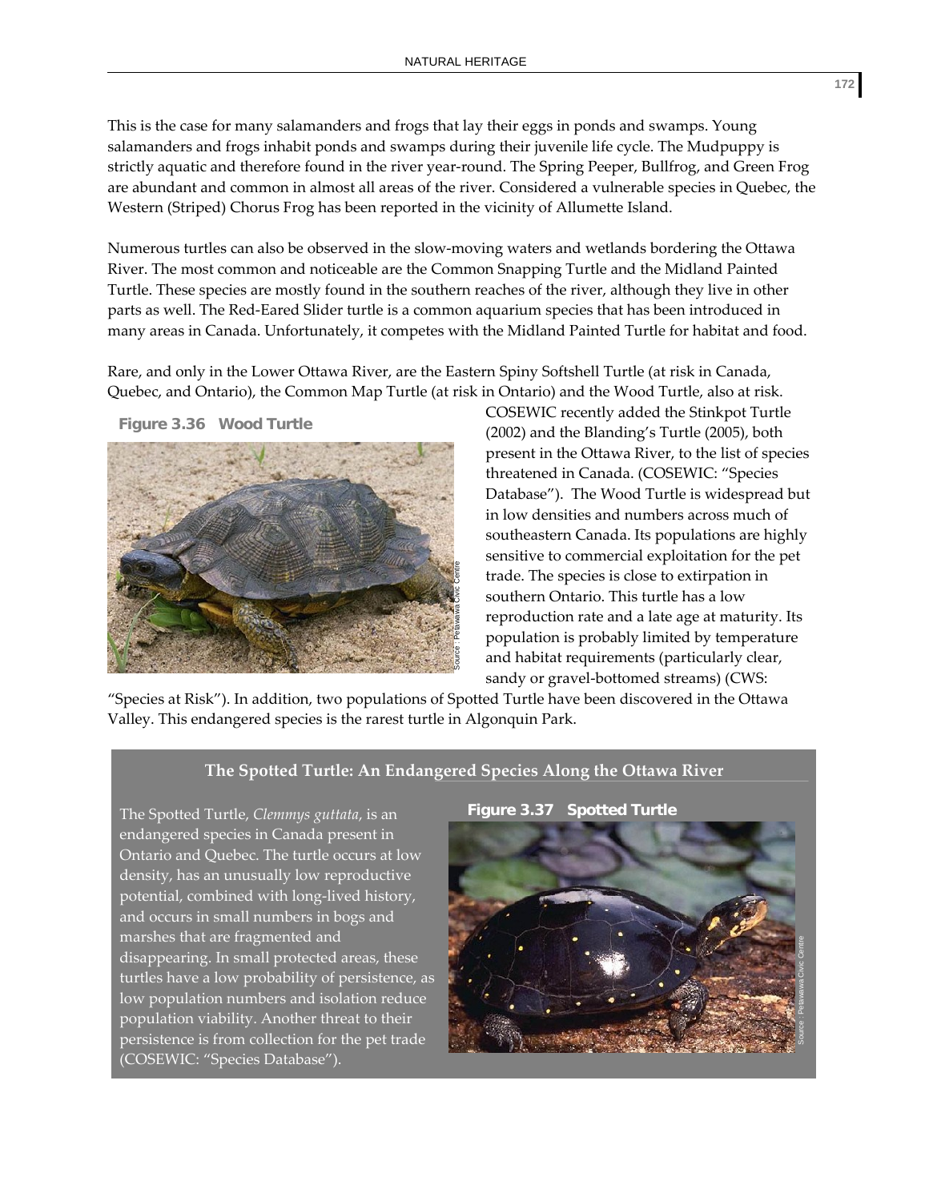This is the case for many salamanders and frogs that lay their eggs in ponds and swamps. Young salamanders and frogs inhabit ponds and swamps during their juvenile life cycle. The Mudpuppy is strictly aquatic and therefore found in the river year-round. The Spring Peeper, Bullfrog, and Green Frog are abundant and common in almost all areas of the river. Considered a vulnerable species in Quebec, the Western (Striped) Chorus Frog has been reported in the vicinity of Allumette Island.

Numerous turtles can also be observed in the slow-moving waters and wetlands bordering the Ottawa River. The most common and noticeable are the Common Snapping Turtle and the Midland Painted Turtle. These species are mostly found in the southern reaches of the river, although they live in other parts as well. The Red-Eared Slider turtle is a common aquarium species that has been introduced in many areas in Canada. Unfortunately, it competes with the Midland Painted Turtle for habitat and food.

Rare, and only in the Lower Ottawa River, are the Eastern Spiny Softshell Turtle (at risk in Canada, Quebec, and Ontario), the Common Map Turtle (at risk in Ontario) and the Wood Turtle, also at risk. COSEWIC recently added the Stinkpot Turtle (2002) and the Blanding's Turtle (2005), both present in the Ottawa River, to the list of species threatened in Canada. (COSEWIC: "Species Database"). The Wood Turtle is widespread but in low densities and numbers across much of southeastern Canada. Its populations are highly sensitive to commercial exploitation for the pet trade. The species is close to extirpation in southern Ontario. This turtle has a low reproduction rate and a late age at maturity. Its population is probably limited by temperature and habitat requirements (particularly clear, sandy or gravel-bottomed streams) (CWS: "Species at Risk"). In addition, two populations of Spotted Turtle have been discovered in the Ottawa Valley. This endangered species is the rarest turtle in Algonquin Park.

**Figure 3.36 Wood Turtle**

Source : Petawawa Civic Centre

### The Spotted Turtle: An Endangered Species Along the Ottawa River

The Spotted Turtle, *Clemmys guttata*, is an endangered species in Canada present in Ontario and Quebec. The turtle occurs at low density, has an unusually low reproductive potential, combined with long-lived history, and occurs in small numbers in bogs and marshes that are fragmented and disappearing. In small protected areas, these turtles have a low probability of persistence, as low population numbers and isolation reduce population viability. Another threat to their persistence is from collection for the pet trade (COSEWIC: "Species Database").

**Figure 3.37 Spotted Turtle**

Source : Petawawa Civic Centre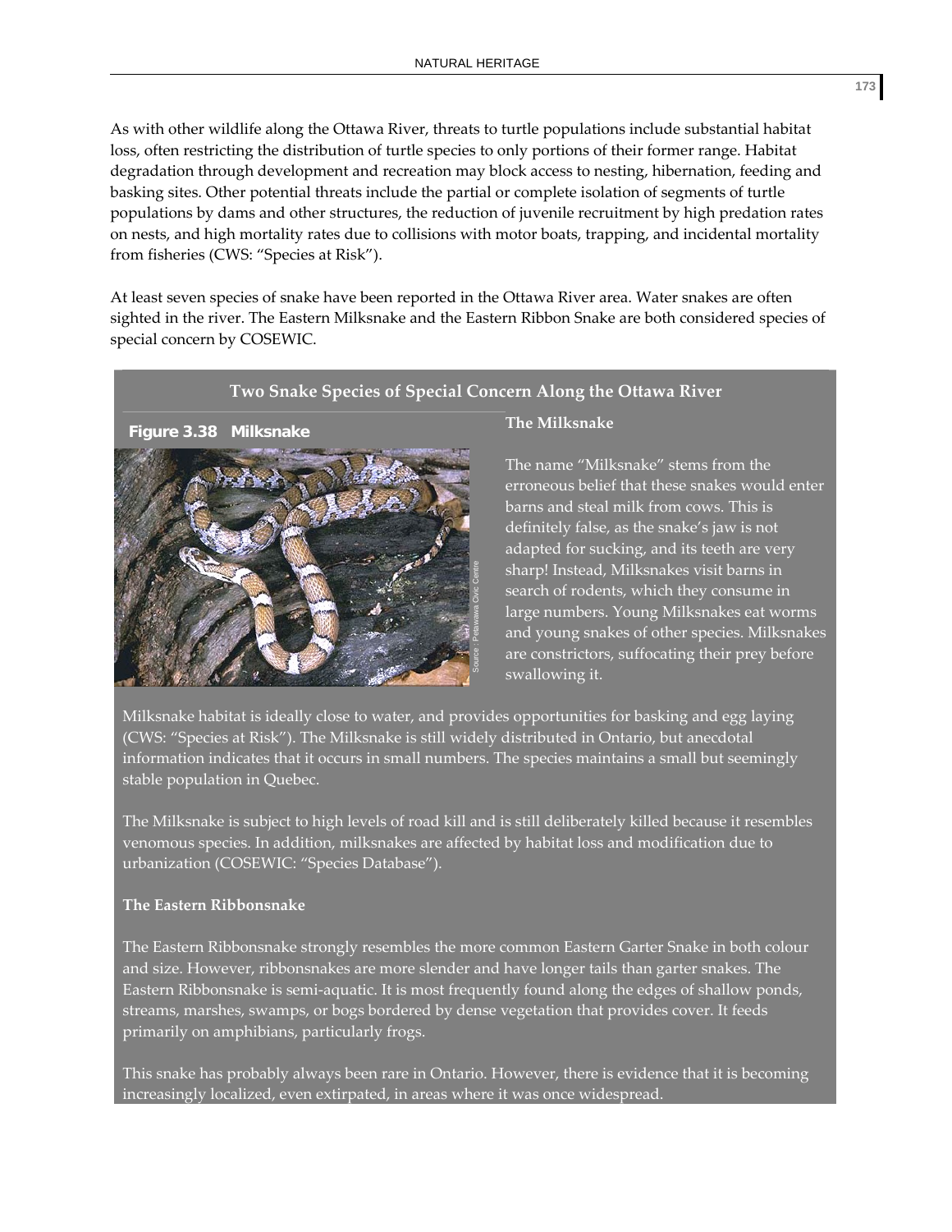As with other wildlife along the Ottawa River, threats to turtle populations include substantial habitat loss, often restricting the distribution of turtle species to only portions of their former range. Habitat degradation through development and recreation may block access to nesting, hibernation, feeding and basking sites. Other potential threats include the partial or complete isolation of segments of turtle populations by dams and other structures, the reduction of juvenile recruitment by high predation rates on nests, and high mortality rates due to collisions with motor boats, trapping, and incidental mortality from fisheries (CWS: "Species at Risk").

At least seven species of snake have been reported in the Ottawa River area. Water snakes are often sighted in the river. The Eastern Milksnake and the Eastern Ribbon Snake are both considered species of special concern by COSEWIC.

## Two Snake Species of Special Concern Along the Ottawa River

**Figure 3.38 Milksnake**

Source : Petawawa Civic Centre

### The Milksnake

The name "Milksnake" stems from the erroneous belief that these snakes would enter barns and steal milk from cows. This is definitely false, as the snake's jaw is not adapted for sucking, and its teeth are very sharp! Instead, Milksnakes visit barns in search of rodents, which they consume in large numbers. Young Milksnakes eat worms and young snakes of other species. Milksnakes are constrictors, suffocating their prey before swallowing it.

Milksnake habitat is ideally close to water, and provides opportunities for basking and egg laying (CWS: "Species at Risk"). The Milksnake is still widely distributed in Ontario, but anecdotal information indicates that it occurs in small numbers. The species maintains a small but seemingly stable population in Quebec.

The Milksnake is subject to high levels of road kill and is still deliberately killed because it resembles venomous species. In addition, milksnakes are affected by habitat loss and modification due to urbanization (COSEWIC: "Species Database").

### The Eastern Ribbonsnake

The Eastern Ribbonsnake strongly resembles the more common Eastern Garter Snake in both colour and size. However, ribbonsnakes are more slender and have longer tails than garter snakes. The Eastern Ribbonsnake is semi-aquatic. It is most frequently found along the edges of shallow ponds, streams, marshes, swamps, or bogs bordered by dense vegetation that provides cover. It feeds primarily on amphibians, particularly frogs.

This snake has probably always been rare in Ontario. However, there is evidence that it is becoming increasingly localized, even extirpated, in areas where it was once widespread.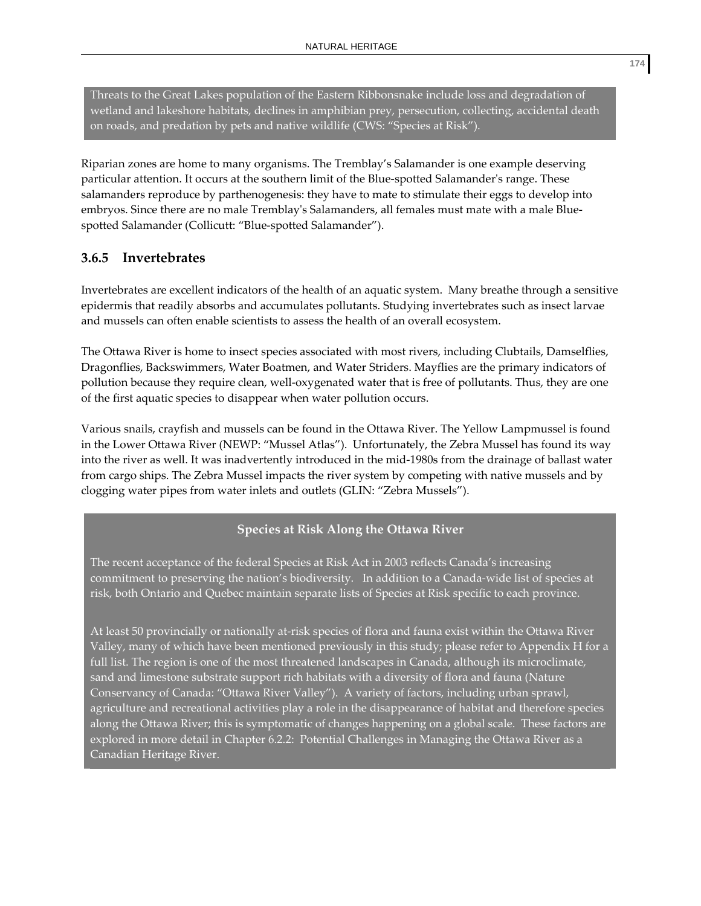Threats to the Great Lakes population of the Eastern Ribbonsnake include loss and degradation of wetland and lakeshore habitats, declines in amphibian prey, persecution, collecting, accidental death on roads, and predation by pets and native wildlife (CWS: "Species at Risk").

Riparian zones are home to many organisms. The Tremblay's Salamander is one example deserving particular attention. It occurs at the southern limit of the Blue-spotted Salamander's range. These salamanders reproduce by parthenogenesis: they have to mate to stimulate their eggs to develop into embryos. Since there are no male Tremblay's Salamanders, all females must mate with a male Blue-spotted Salamander (Collicutt: "Blue-spotted Salamander").

### 3.6.5 Invertebrates

Invertebrates are excellent indicators of the health of an aquatic system. Many breathe through a sensitive epidermis that readily absorbs and accumulates pollutants. Studying invertebrates such as insect larvae and mussels can often enable scientists to assess the health of an overall ecosystem.

The Ottawa River is home to insect species associated with most rivers, including Clubtails, Damselflies, Dragonflies, Backswimmers, Water Boatmen, and Water Striders. Mayflies are the primary indicators of pollution because they require clean, well-oxygenated water that is free of pollutants. Thus, they are one of the first aquatic species to disappear when water pollution occurs.

Various snails, crayfish and mussels can be found in the Ottawa River. The Yellow Lampmussel is found in the Lower Ottawa River (NEWP: "Mussel Atlas"). Unfortunately, the Zebra Mussel has found its way into the river as well. It was inadvertently introduced in the mid-1980s from the drainage of ballast water from cargo ships. The Zebra Mussel impacts the river system by competing with native mussels and by clogging water pipes from water inlets and outlets (GLIN: "Zebra Mussels").

**Species at Risk Along the Ottawa River**

The recent acceptance of the federal Species at Risk Act in 2003 reflects Canada's increasing commitment to preserving the nation's biodiversity. In addition to a Canada-wide list of species at risk, both Ontario and Quebec maintain separate lists of Species at Risk specific to each province.

At least 50 provincially or nationally at-risk species of flora and fauna exist within the Ottawa River Valley, many of which have been mentioned previously in this study; please refer to Appendix H for a full list. The region is one of the most threatened landscapes in Canada, although its microclimate, sand and limestone substrate support rich habitats with a diversity of flora and fauna (Nature Conservancy of Canada: "Ottawa River Valley"). A variety of factors, including urban sprawl, agriculture and recreational activities play a role in the disappearance of habitat and therefore species along the Ottawa River; this is symptomatic of changes happening on a global scale. These factors are explored in more detail in Chapter 6.2.2: Potential Challenges in Managing the Ottawa River as a Canadian Heritage River.